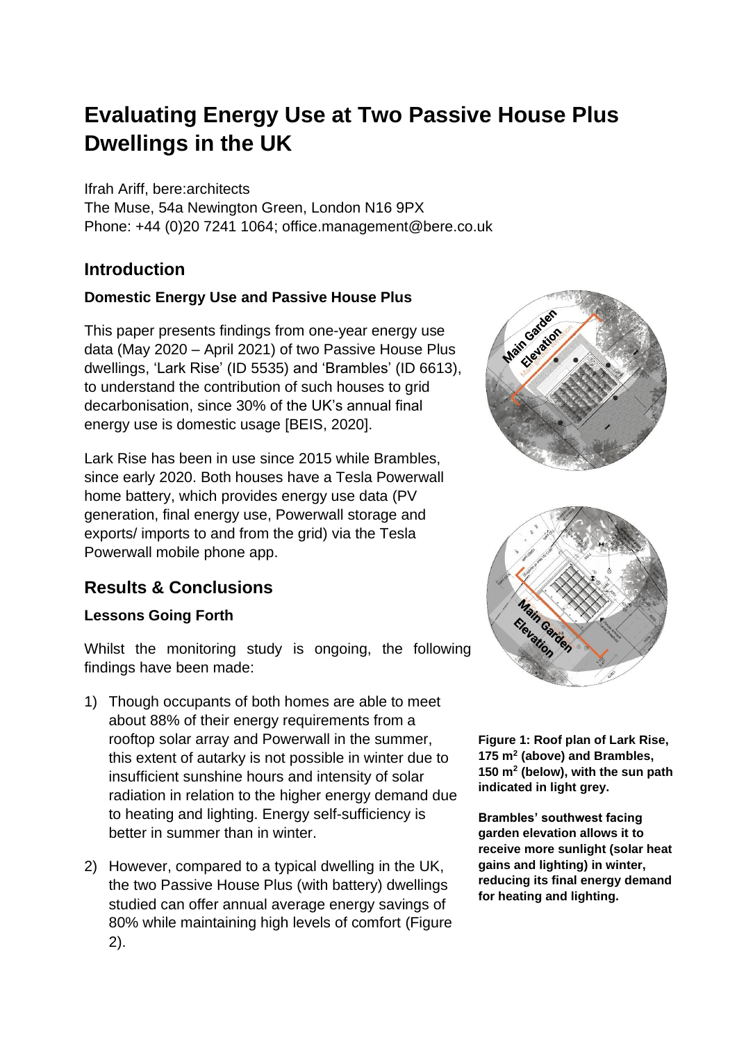# Evaluating Energy Use at Two Passive House Plus Dwellings in the UK

Ifrah Ariff, bere:architects
The Muse, 54a Newington Green, London N16 9PX
Phone: +44 (0)20 7241 1064; office.management@bere.co.uk

## Introduction

### Domestic Energy Use and Passive House Plus

This paper presents findings from one-year energy use data (May 2020 – April 2021) of two Passive House Plus dwellings, 'Lark Rise' (ID 5535) and 'Brambles' (ID 6613), to understand the contribution of such houses to grid decarbonisation, since 30% of the UK's annual final energy use is domestic usage [BEIS, 2020].

Lark Rise has been in use since 2015 while Brambles, since early 2020. Both houses have a Tesla Powerwall home battery, which provides energy use data (PV generation, final energy use, Powerwall storage and exports/ imports to and from the grid) via the Tesla Powerwall mobile phone app.

**Figure 1: Roof plan of Lark Rise, 175 m$^2$ (above) and Brambles, 150 m$^2$ (below), with the sun path indicated in light grey.**

**Brambles' southwest facing garden elevation allows it to receive more sunlight (solar heat gains and lighting) in winter, reducing its final energy demand for heating and lighting.**

## Results & Conclusions

### Lessons Going Forth

Whilst the monitoring study is ongoing, the following findings have been made:

1) Though occupants of both homes are able to meet about 88% of their energy requirements from a rooftop solar array and Powerwall in the summer, this extent of autarky is not possible in winter due to insufficient sunshine hours and intensity of solar radiation in relation to the higher energy demand due to heating and lighting. Energy self-sufficiency is better in summer than in winter.

2) However, compared to a typical dwelling in the UK, the two Passive House Plus (with battery) dwellings studied can offer annual average energy savings of 80% while maintaining high levels of comfort (Figure 2).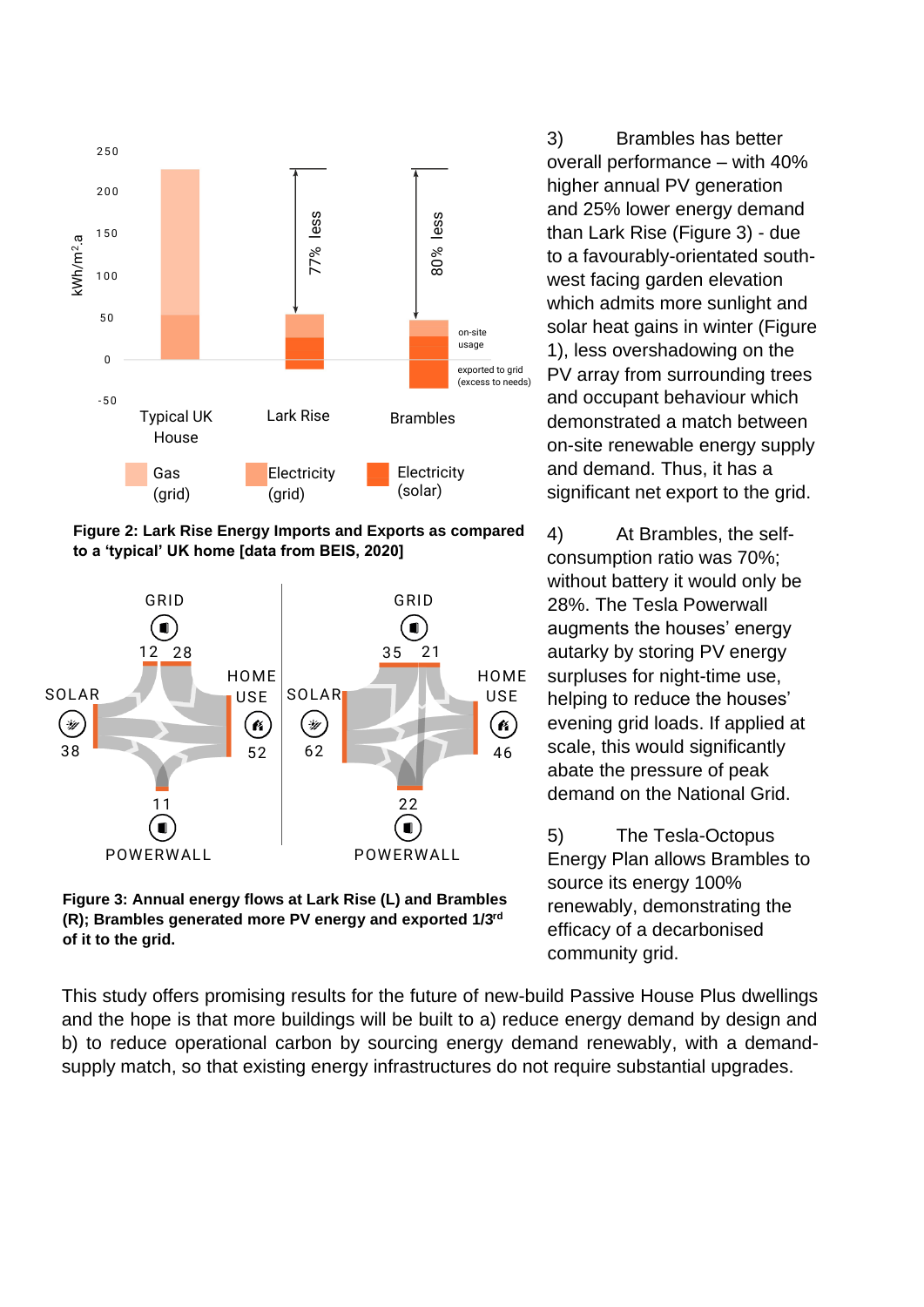Figure 2: **Lark Rise Energy Imports and Exports as compared to a 'typical' UK home [data from BEIS, 2020]**

**Figure 3: Annual energy flows at Lark Rise (L) and Brambles (R); Brambles generated more PV energy and exported 1/3rd of it to the grid.**

3) Brambles has better overall performance – with 40% higher annual PV generation and 25% lower energy demand than Lark Rise (Figure 3) - due to a favourably-orientated south-west facing garden elevation which admits more sunlight and solar heat gains in winter (Figure 1), less overshadowing on the PV array from surrounding trees and occupant behaviour which demonstrated a match between on-site renewable energy supply and demand. Thus, it has a significant net export to the grid.

4) At Brambles, the self-consumption ratio was 70%; without battery it would only be 28%. The Tesla Powerwall augments the houses' energy autarky by storing PV energy surpluses for night-time use, helping to reduce the houses' evening grid loads. If applied at scale, this would significantly abate the pressure of peak demand on the National Grid.

5) The Tesla-Octopus Energy Plan allows Brambles to source its energy 100% renewably, demonstrating the efficacy of a decarbonised community grid.

This study offers promising results for the future of new-build Passive House Plus dwellings and the hope is that more buildings will be built to a) reduce energy demand by design and b) to reduce operational carbon by sourcing energy demand renewably, with a demand-supply match, so that existing energy infrastructures do not require substantial upgrades.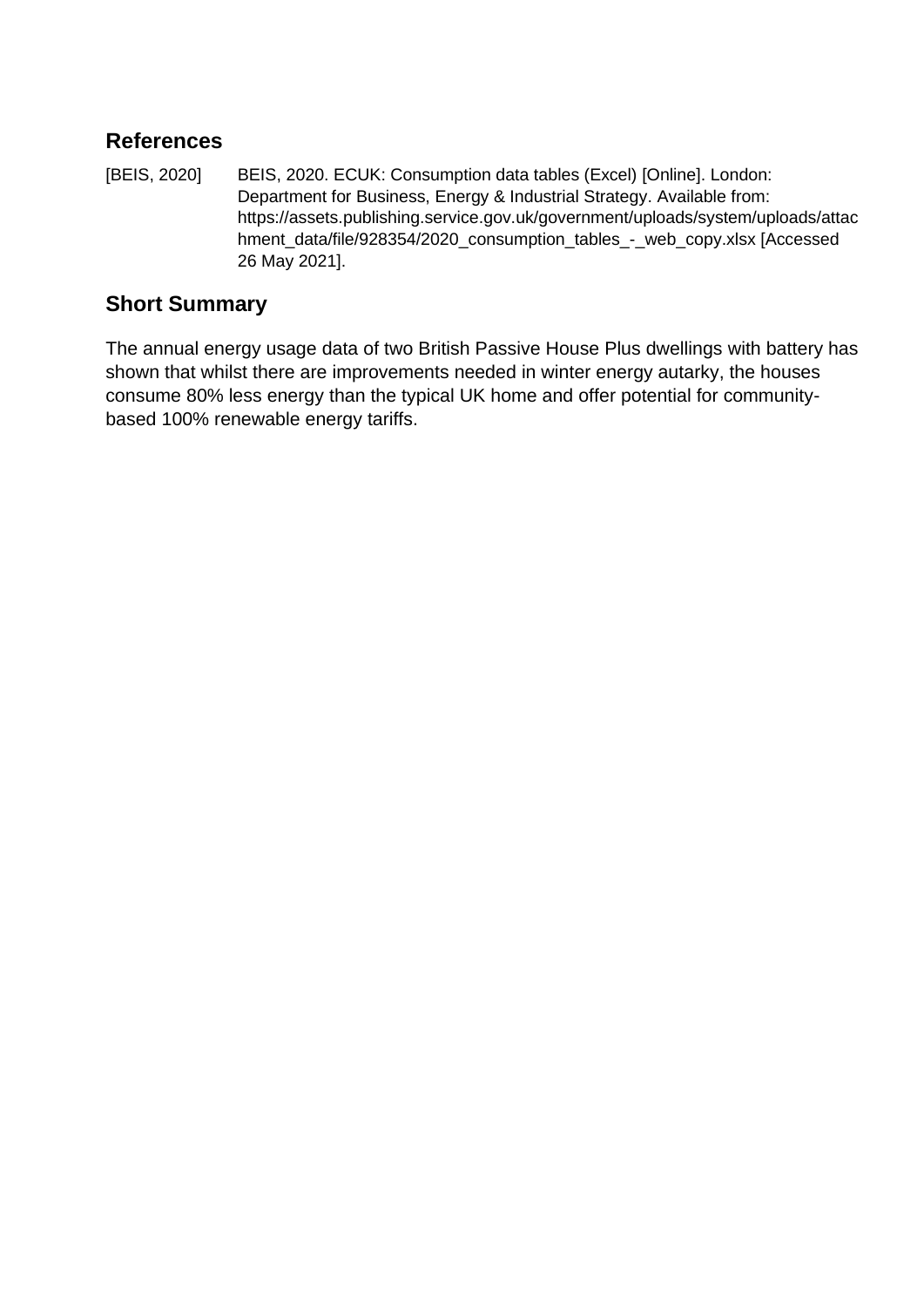## References

[BEIS, 2020] BEIS, 2020. ECUK: Consumption data tables (Excel) [Online]. London: Department for Business, Energy & Industrial Strategy. Available from: https://assets.publishing.service.gov.uk/government/uploads/system/uploads/attachment_data/file/928354/2020_consumption_tables_-_web_copy.xlsx [Accessed 26 May 2021].

## Short Summary

The annual energy usage data of two British Passive House Plus dwellings with battery has shown that whilst there are improvements needed in winter energy autarky, the houses consume 80% less energy than the typical UK home and offer potential for community-based 100% renewable energy tariffs.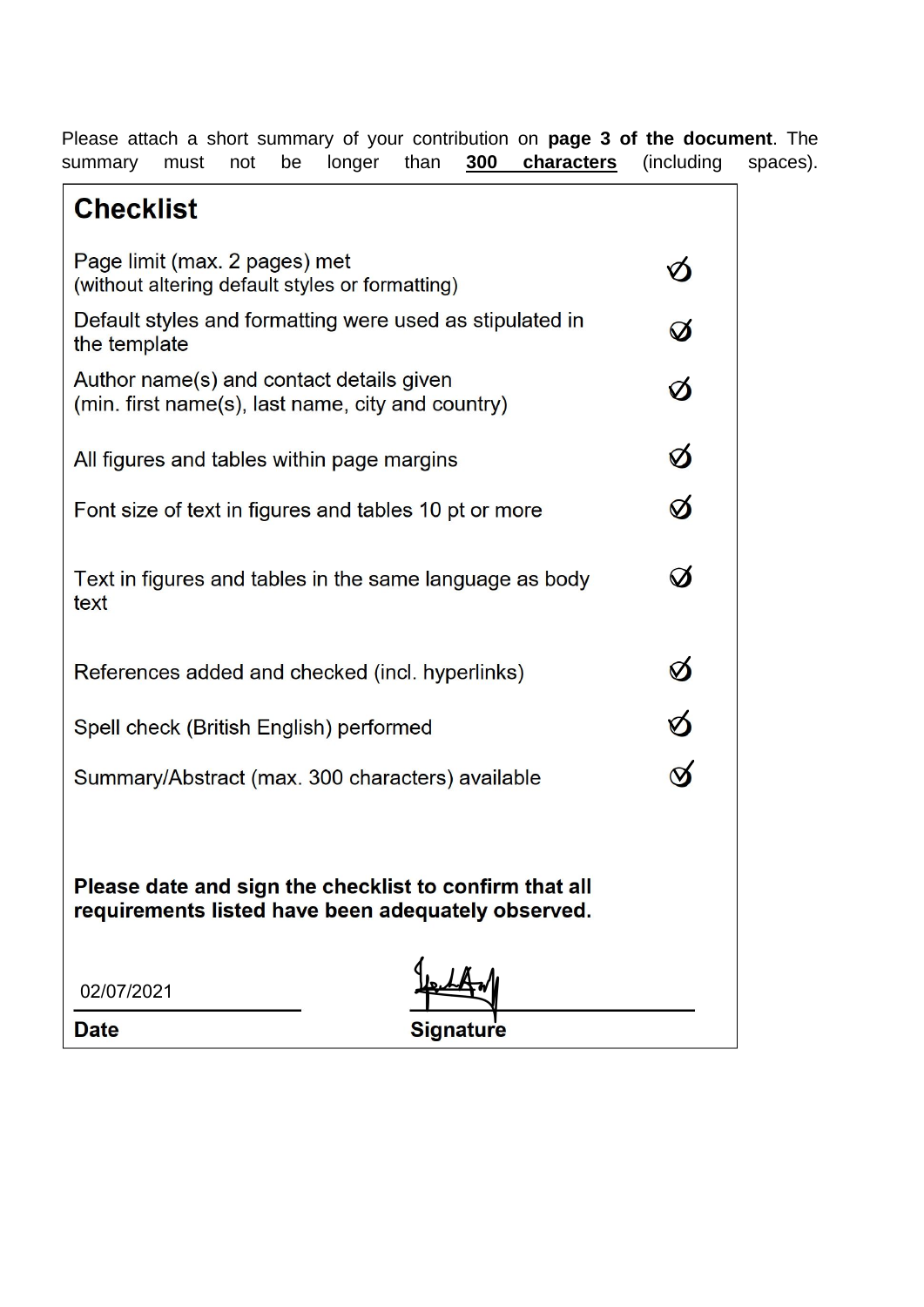Please attach a short summary of your contribution on **page 3 of the document**. The summary must not be longer than **300 characters** (including spaces).

## Checklist

| | |
|---|---|
| Page limit (max. 2 pages) met (without altering default styles or formatting) | ✓ |
| Default styles and formatting were used as stipulated in the template | ✓ |
| Author name(s) and contact details given (min. first name(s), last name, city and country) | ✓ |
| All figures and tables within page margins | ✓ |
| Font size of text in figures and tables 10 pt or more | ✓ |
| Text in figures and tables in the same language as body text | ✓ |
| References added and checked (incl. hyperlinks) | ✓ |
| Spell check (British English) performed | ✓ |
| Summary/Abstract (max. 300 characters) available | ✓ |

**Please date and sign the checklist to confirm that all requirements listed have been adequately observed.**

02/07/2021

**Date** **Signature**